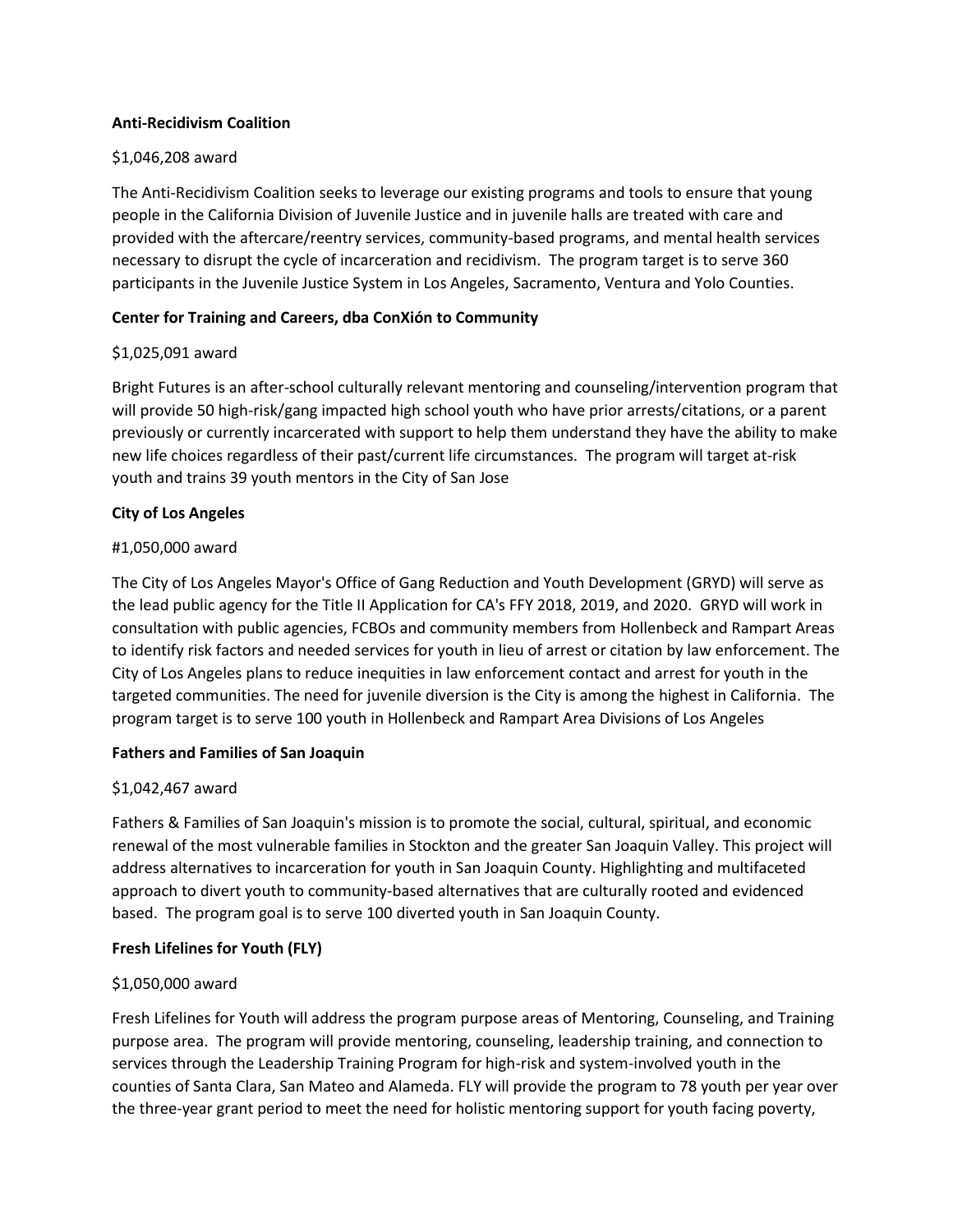**Anti-Recidivism Coalition**

$1,046,208 award

The Anti-Recidivism Coalition seeks to leverage our existing programs and tools to ensure that young people in the California Division of Juvenile Justice and in juvenile halls are treated with care and provided with the aftercare/reentry services, community-based programs, and mental health services necessary to disrupt the cycle of incarceration and recidivism. The program target is to serve 360 participants in the Juvenile Justice System in Los Angeles, Sacramento, Ventura and Yolo Counties.

**Center for Training and Careers, dba ConXión to Community**

$1,025,091 award

Bright Futures is an after-school culturally relevant mentoring and counseling/intervention program that will provide 50 high-risk/gang impacted high school youth who have prior arrests/citations, or a parent previously or currently incarcerated with support to help them understand they have the ability to make new life choices regardless of their past/current life circumstances. The program will target at-risk youth and trains 39 youth mentors in the City of San Jose

**City of Los Angeles**

#1,050,000 award

The City of Los Angeles Mayor's Office of Gang Reduction and Youth Development (GRYD) will serve as the lead public agency for the Title II Application for CA's FFY 2018, 2019, and 2020. GRYD will work in consultation with public agencies, FCBOs and community members from Hollenbeck and Rampart Areas to identify risk factors and needed services for youth in lieu of arrest or citation by law enforcement. The City of Los Angeles plans to reduce inequities in law enforcement contact and arrest for youth in the targeted communities. The need for juvenile diversion is the City is among the highest in California. The program target is to serve 100 youth in Hollenbeck and Rampart Area Divisions of Los Angeles

**Fathers and Families of San Joaquin**

$1,042,467 award

Fathers & Families of San Joaquin's mission is to promote the social, cultural, spiritual, and economic renewal of the most vulnerable families in Stockton and the greater San Joaquin Valley. This project will address alternatives to incarceration for youth in San Joaquin County. Highlighting and multifaceted approach to divert youth to community-based alternatives that are culturally rooted and evidenced based. The program goal is to serve 100 diverted youth in San Joaquin County.

**Fresh Lifelines for Youth (FLY)**

$1,050,000 award

Fresh Lifelines for Youth will address the program purpose areas of Mentoring, Counseling, and Training purpose area. The program will provide mentoring, counseling, leadership training, and connection to services through the Leadership Training Program for high-risk and system-involved youth in the counties of Santa Clara, San Mateo and Alameda. FLY will provide the program to 78 youth per year over the three-year grant period to meet the need for holistic mentoring support for youth facing poverty,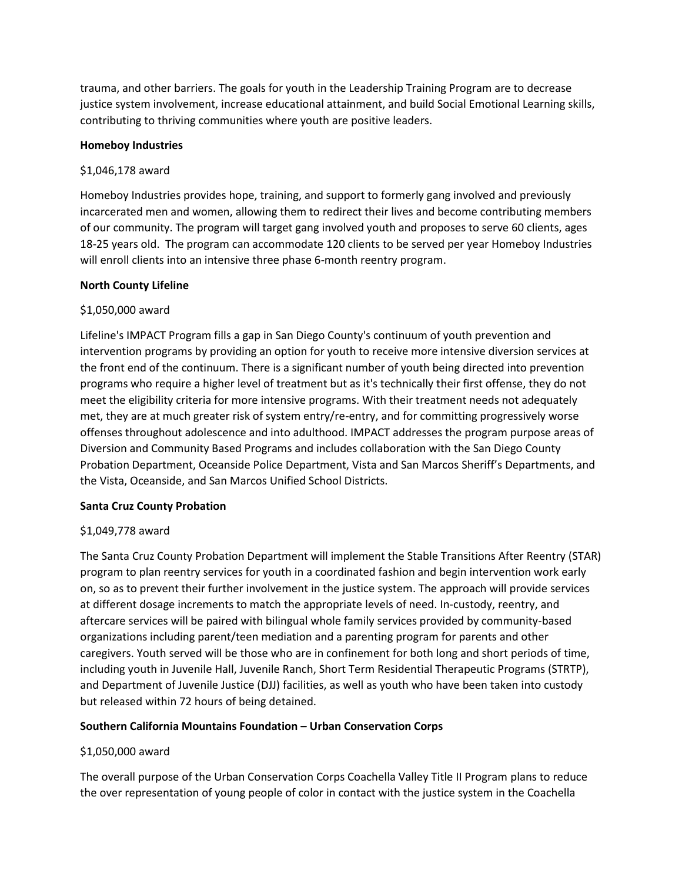trauma, and other barriers. The goals for youth in the Leadership Training Program are to decrease justice system involvement, increase educational attainment, and build Social Emotional Learning skills, contributing to thriving communities where youth are positive leaders.

**Homeboy Industries**

$1,046,178 award

Homeboy Industries provides hope, training, and support to formerly gang involved and previously incarcerated men and women, allowing them to redirect their lives and become contributing members of our community. The program will target gang involved youth and proposes to serve 60 clients, ages 18-25 years old. The program can accommodate 120 clients to be served per year Homeboy Industries will enroll clients into an intensive three phase 6-month reentry program.

**North County Lifeline**

$1,050,000 award

Lifeline's IMPACT Program fills a gap in San Diego County's continuum of youth prevention and intervention programs by providing an option for youth to receive more intensive diversion services at the front end of the continuum. There is a significant number of youth being directed into prevention programs who require a higher level of treatment but as it's technically their first offense, they do not meet the eligibility criteria for more intensive programs. With their treatment needs not adequately met, they are at much greater risk of system entry/re-entry, and for committing progressively worse offenses throughout adolescence and into adulthood. IMPACT addresses the program purpose areas of Diversion and Community Based Programs and includes collaboration with the San Diego County Probation Department, Oceanside Police Department, Vista and San Marcos Sheriff's Departments, and the Vista, Oceanside, and San Marcos Unified School Districts.

**Santa Cruz County Probation**

$1,049,778 award

The Santa Cruz County Probation Department will implement the Stable Transitions After Reentry (STAR) program to plan reentry services for youth in a coordinated fashion and begin intervention work early on, so as to prevent their further involvement in the justice system. The approach will provide services at different dosage increments to match the appropriate levels of need. In-custody, reentry, and aftercare services will be paired with bilingual whole family services provided by community-based organizations including parent/teen mediation and a parenting program for parents and other caregivers. Youth served will be those who are in confinement for both long and short periods of time, including youth in Juvenile Hall, Juvenile Ranch, Short Term Residential Therapeutic Programs (STRTP), and Department of Juvenile Justice (DJJ) facilities, as well as youth who have been taken into custody but released within 72 hours of being detained.

**Southern California Mountains Foundation – Urban Conservation Corps**

$1,050,000 award

The overall purpose of the Urban Conservation Corps Coachella Valley Title II Program plans to reduce the over representation of young people of color in contact with the justice system in the Coachella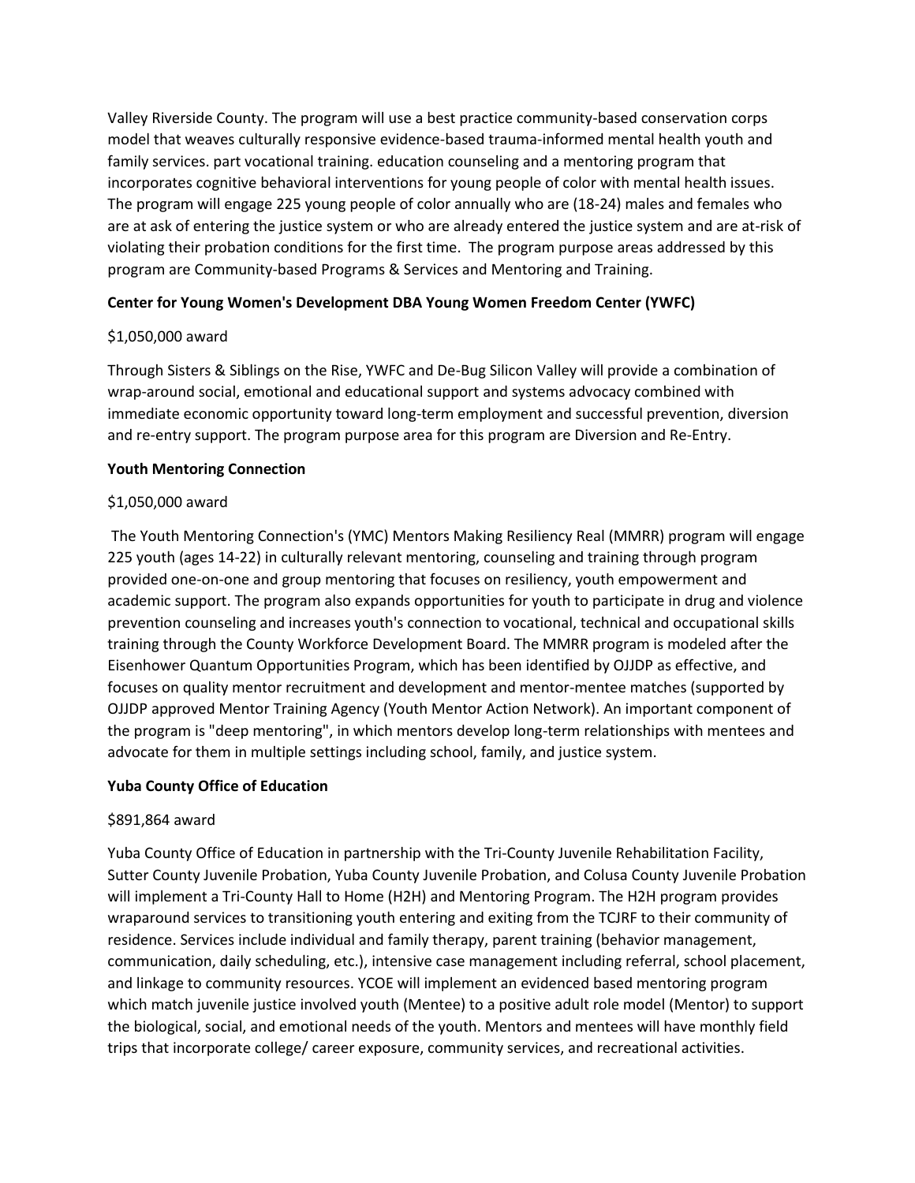Valley Riverside County. The program will use a best practice community-based conservation corps model that weaves culturally responsive evidence-based trauma-informed mental health youth and family services. part vocational training. education counseling and a mentoring program that incorporates cognitive behavioral interventions for young people of color with mental health issues. The program will engage 225 young people of color annually who are (18-24) males and females who are at ask of entering the justice system or who are already entered the justice system and are at-risk of violating their probation conditions for the first time. The program purpose areas addressed by this program are Community-based Programs & Services and Mentoring and Training.

**Center for Young Women's Development DBA Young Women Freedom Center (YWFC)**

$1,050,000 award

Through Sisters & Siblings on the Rise, YWFC and De-Bug Silicon Valley will provide a combination of wrap-around social, emotional and educational support and systems advocacy combined with immediate economic opportunity toward long-term employment and successful prevention, diversion and re-entry support. The program purpose area for this program are Diversion and Re-Entry.

**Youth Mentoring Connection**

$1,050,000 award

The Youth Mentoring Connection's (YMC) Mentors Making Resiliency Real (MMRR) program will engage 225 youth (ages 14-22) in culturally relevant mentoring, counseling and training through program provided one-on-one and group mentoring that focuses on resiliency, youth empowerment and academic support. The program also expands opportunities for youth to participate in drug and violence prevention counseling and increases youth's connection to vocational, technical and occupational skills training through the County Workforce Development Board. The MMRR program is modeled after the Eisenhower Quantum Opportunities Program, which has been identified by OJJDP as effective, and focuses on quality mentor recruitment and development and mentor-mentee matches (supported by OJJDP approved Mentor Training Agency (Youth Mentor Action Network). An important component of the program is "deep mentoring", in which mentors develop long-term relationships with mentees and advocate for them in multiple settings including school, family, and justice system.

**Yuba County Office of Education**

$891,864 award

Yuba County Office of Education in partnership with the Tri-County Juvenile Rehabilitation Facility, Sutter County Juvenile Probation, Yuba County Juvenile Probation, and Colusa County Juvenile Probation will implement a Tri-County Hall to Home (H2H) and Mentoring Program. The H2H program provides wraparound services to transitioning youth entering and exiting from the TCJRF to their community of residence. Services include individual and family therapy, parent training (behavior management, communication, daily scheduling, etc.), intensive case management including referral, school placement, and linkage to community resources. YCOE will implement an evidenced based mentoring program which match juvenile justice involved youth (Mentee) to a positive adult role model (Mentor) to support the biological, social, and emotional needs of the youth. Mentors and mentees will have monthly field trips that incorporate college/ career exposure, community services, and recreational activities.